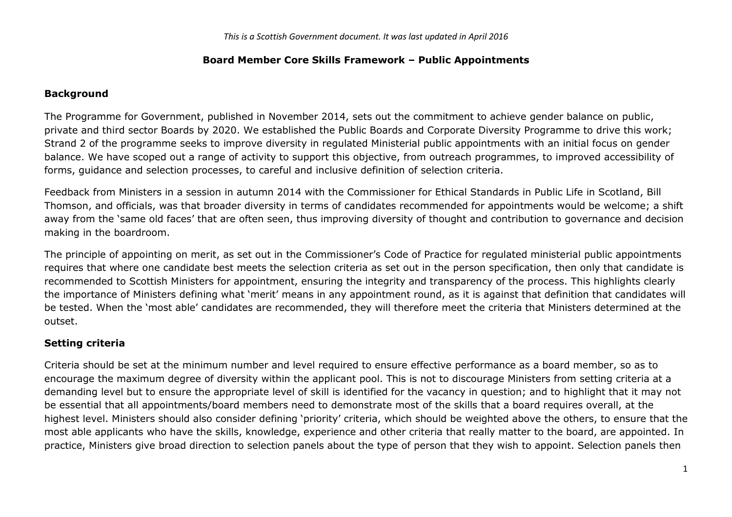*This is a Scottish Government document. It was last updated in April 2016*

# Board Member Core Skills Framework – Public Appointments

## Background

The Programme for Government, published in November 2014, sets out the commitment to achieve gender balance on public, private and third sector Boards by 2020. We established the Public Boards and Corporate Diversity Programme to drive this work; Strand 2 of the programme seeks to improve diversity in regulated Ministerial public appointments with an initial focus on gender balance. We have scoped out a range of activity to support this objective, from outreach programmes, to improved accessibility of forms, guidance and selection processes, to careful and inclusive definition of selection criteria.

Feedback from Ministers in a session in autumn 2014 with the Commissioner for Ethical Standards in Public Life in Scotland, Bill Thomson, and officials, was that broader diversity in terms of candidates recommended for appointments would be welcome; a shift away from the 'same old faces' that are often seen, thus improving diversity of thought and contribution to governance and decision making in the boardroom.

The principle of appointing on merit, as set out in the Commissioner's Code of Practice for regulated ministerial public appointments requires that where one candidate best meets the selection criteria as set out in the person specification, then only that candidate is recommended to Scottish Ministers for appointment, ensuring the integrity and transparency of the process. This highlights clearly the importance of Ministers defining what 'merit' means in any appointment round, as it is against that definition that candidates will be tested. When the 'most able' candidates are recommended, they will therefore meet the criteria that Ministers determined at the outset.

## Setting criteria

Criteria should be set at the minimum number and level required to ensure effective performance as a board member, so as to encourage the maximum degree of diversity within the applicant pool. This is not to discourage Ministers from setting criteria at a demanding level but to ensure the appropriate level of skill is identified for the vacancy in question; and to highlight that it may not be essential that all appointments/board members need to demonstrate most of the skills that a board requires overall, at the highest level. Ministers should also consider defining 'priority' criteria, which should be weighted above the others, to ensure that the most able applicants who have the skills, knowledge, experience and other criteria that really matter to the board, are appointed. In practice, Ministers give broad direction to selection panels about the type of person that they wish to appoint. Selection panels then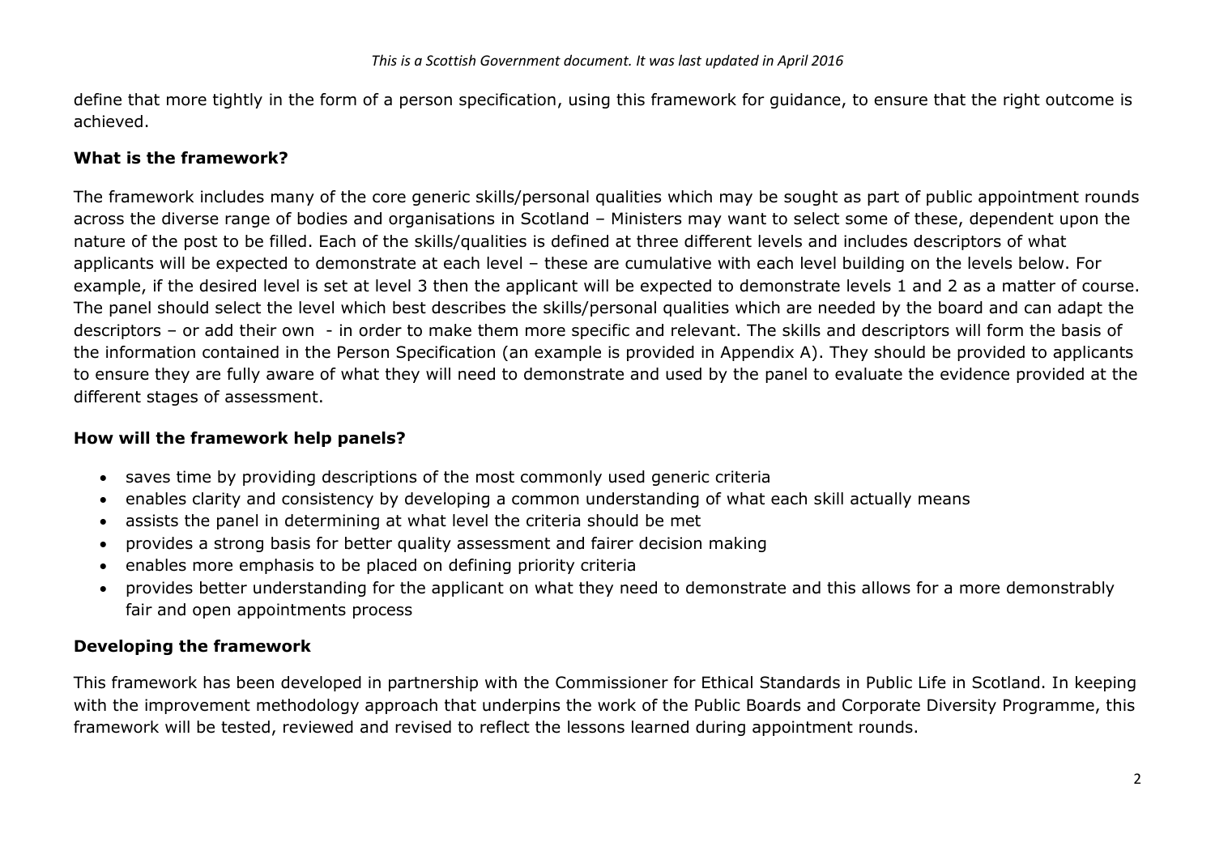define that more tightly in the form of a person specification, using this framework for guidance, to ensure that the right outcome is achieved.

## What is the framework?

The framework includes many of the core generic skills/personal qualities which may be sought as part of public appointment rounds across the diverse range of bodies and organisations in Scotland – Ministers may want to select some of these, dependent upon the nature of the post to be filled. Each of the skills/qualities is defined at three different levels and includes descriptors of what applicants will be expected to demonstrate at each level – these are cumulative with each level building on the levels below. For example, if the desired level is set at level 3 then the applicant will be expected to demonstrate levels 1 and 2 as a matter of course. The panel should select the level which best describes the skills/personal qualities which are needed by the board and can adapt the descriptors – or add their own - in order to make them more specific and relevant. The skills and descriptors will form the basis of the information contained in the Person Specification (an example is provided in Appendix A). They should be provided to applicants to ensure they are fully aware of what they will need to demonstrate and used by the panel to evaluate the evidence provided at the different stages of assessment.

## How will the framework help panels?

- saves time by providing descriptions of the most commonly used generic criteria
- enables clarity and consistency by developing a common understanding of what each skill actually means
- assists the panel in determining at what level the criteria should be met
- provides a strong basis for better quality assessment and fairer decision making
- enables more emphasis to be placed on defining priority criteria
- provides better understanding for the applicant on what they need to demonstrate and this allows for a more demonstrably fair and open appointments process

## Developing the framework

This framework has been developed in partnership with the Commissioner for Ethical Standards in Public Life in Scotland. In keeping with the improvement methodology approach that underpins the work of the Public Boards and Corporate Diversity Programme, this framework will be tested, reviewed and revised to reflect the lessons learned during appointment rounds.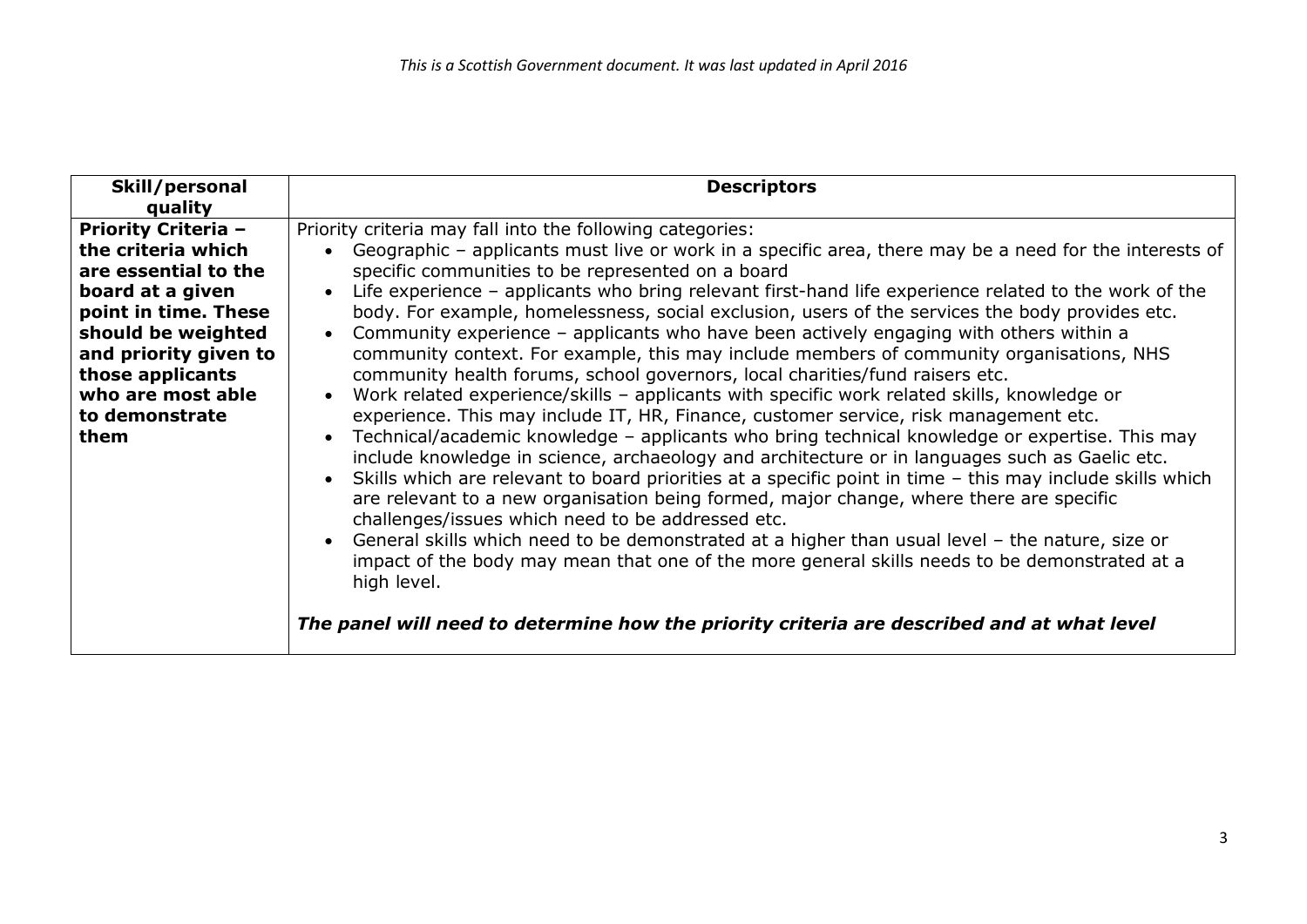| Skill/personal quality | Descriptors |
|---|---|
| **Priority Criteria – the criteria which are essential to the board at a given point in time. These should be weighted and priority given to those applicants who are most able to demonstrate them** | Priority criteria may fall into the following categories:<br>• Geographic – applicants must live or work in a specific area, there may be a need for the interests of specific communities to be represented on a board<br>• Life experience – applicants who bring relevant first-hand life experience related to the work of the body. For example, homelessness, social exclusion, users of the services the body provides etc.<br>• Community experience – applicants who have been actively engaging with others within a community context. For example, this may include members of community organisations, NHS community health forums, school governors, local charities/fund raisers etc.<br>• Work related experience/skills – applicants with specific work related skills, knowledge or experience. This may include IT, HR, Finance, customer service, risk management etc.<br>• Technical/academic knowledge – applicants who bring technical knowledge or expertise. This may include knowledge in science, archaeology and architecture or in languages such as Gaelic etc.<br>• Skills which are relevant to board priorities at a specific point in time – this may include skills which are relevant to a new organisation being formed, major change, where there are specific challenges/issues which need to be addressed etc.<br>• General skills which need to be demonstrated at a higher than usual level – the nature, size or impact of the body may mean that one of the more general skills needs to be demonstrated at a high level.<br><br>***The panel will need to determine how the priority criteria are described and at what level*** |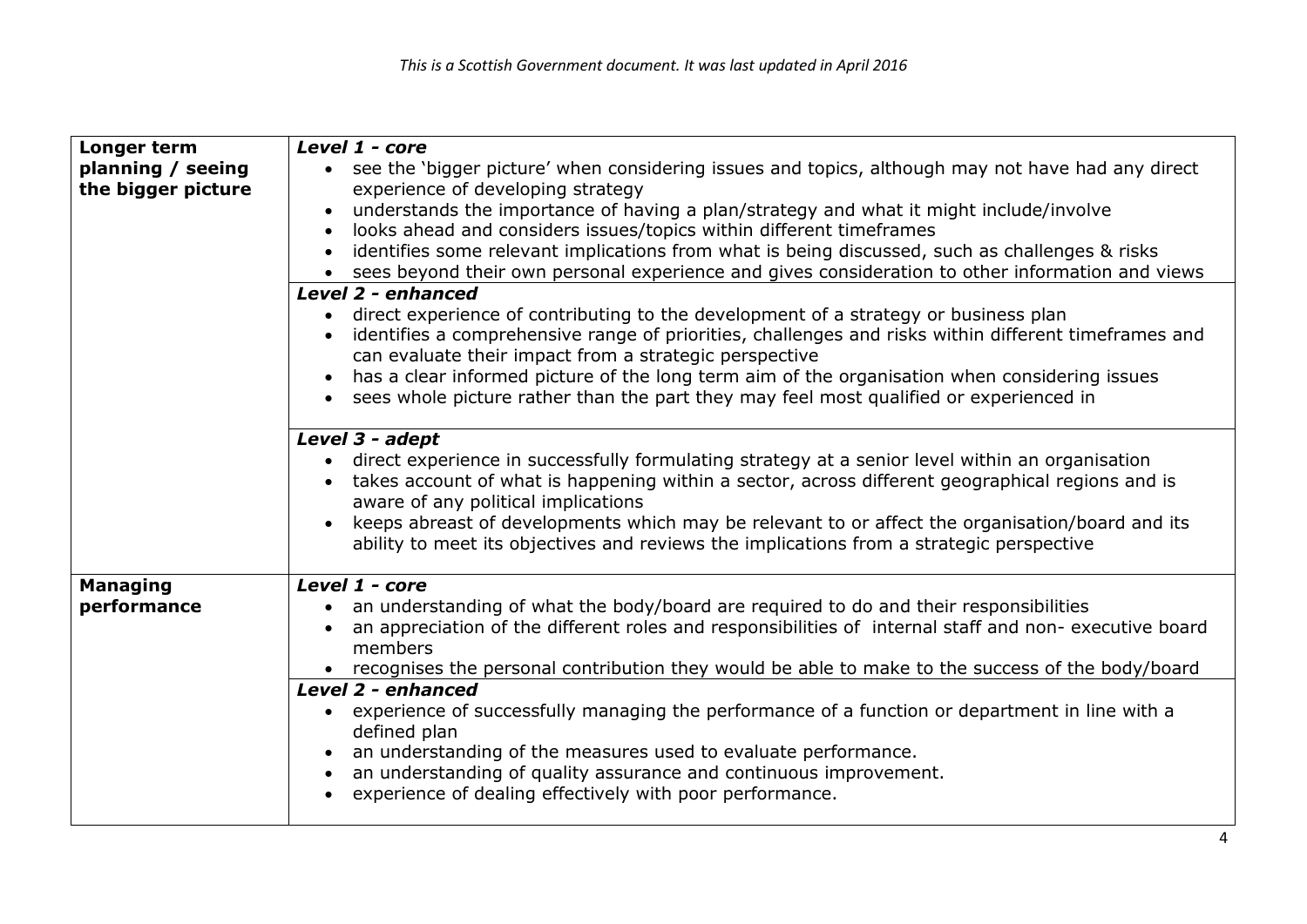| | |
|---|---|
| **Longer term planning / seeing the bigger picture** | ***Level 1 - core*** <br>• see the 'bigger picture' when considering issues and topics, although may not have had any direct experience of developing strategy <br>• understands the importance of having a plan/strategy and what it might include/involve <br>• looks ahead and considers issues/topics within different timeframes <br>• identifies some relevant implications from what is being discussed, such as challenges & risks <br>• sees beyond their own personal experience and gives consideration to other information and views |
| | ***Level 2 - enhanced*** <br>• direct experience of contributing to the development of a strategy or business plan <br>• identifies a comprehensive range of priorities, challenges and risks within different timeframes and can evaluate their impact from a strategic perspective <br>• has a clear informed picture of the long term aim of the organisation when considering issues <br>• sees whole picture rather than the part they may feel most qualified or experienced in |
| | ***Level 3 - adept*** <br>• direct experience in successfully formulating strategy at a senior level within an organisation <br>• takes account of what is happening within a sector, across different geographical regions and is aware of any political implications <br>• keeps abreast of developments which may be relevant to or affect the organisation/board and its ability to meet its objectives and reviews the implications from a strategic perspective |
| **Managing performance** | ***Level 1 - core*** <br>• an understanding of what the body/board are required to do and their responsibilities <br>• an appreciation of the different roles and responsibilities of internal staff and non- executive board members <br>• recognises the personal contribution they would be able to make to the success of the body/board |
| | ***Level 2 - enhanced*** <br>• experience of successfully managing the performance of a function or department in line with a defined plan <br>• an understanding of the measures used to evaluate performance. <br>• an understanding of quality assurance and continuous improvement. <br>• experience of dealing effectively with poor performance. |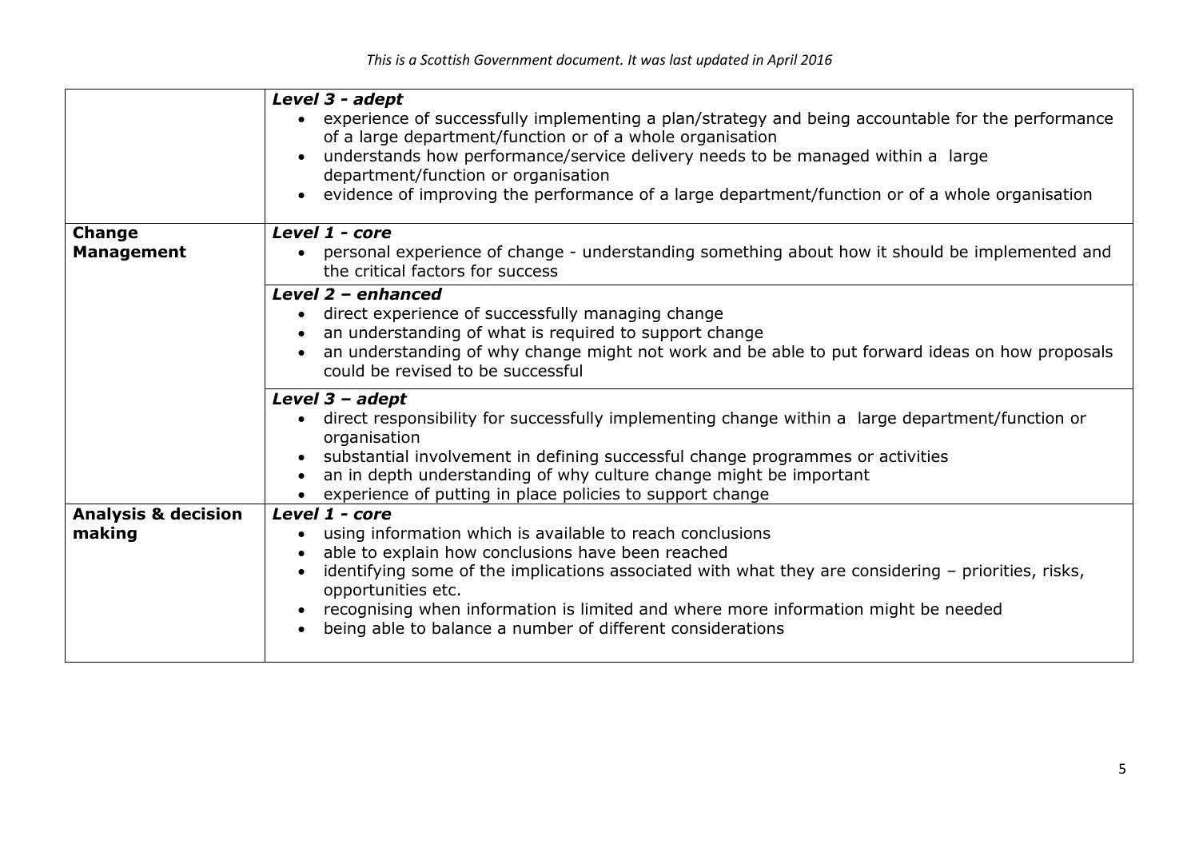| | |
|---|---|
| | ***Level 3 - adept*** <br> • experience of successfully implementing a plan/strategy and being accountable for the performance of a large department/function or of a whole organisation <br> • understands how performance/service delivery needs to be managed within a large department/function or organisation <br> • evidence of improving the performance of a large department/function or of a whole organisation |
| **Change Management** | ***Level 1 - core*** <br> • personal experience of change - understanding something about how it should be implemented and the critical factors for success |
| | ***Level 2 – enhanced*** <br> • direct experience of successfully managing change <br> • an understanding of what is required to support change <br> • an understanding of why change might not work and be able to put forward ideas on how proposals could be revised to be successful |
| | ***Level 3 – adept*** <br> • direct responsibility for successfully implementing change within a large department/function or organisation <br> • substantial involvement in defining successful change programmes or activities <br> • an in depth understanding of why culture change might be important <br> • experience of putting in place policies to support change |
| **Analysis & decision making** | ***Level 1 - core*** <br> • using information which is available to reach conclusions <br> • able to explain how conclusions have been reached <br> • identifying some of the implications associated with what they are considering – priorities, risks, opportunities etc. <br> • recognising when information is limited and where more information might be needed <br> • being able to balance a number of different considerations |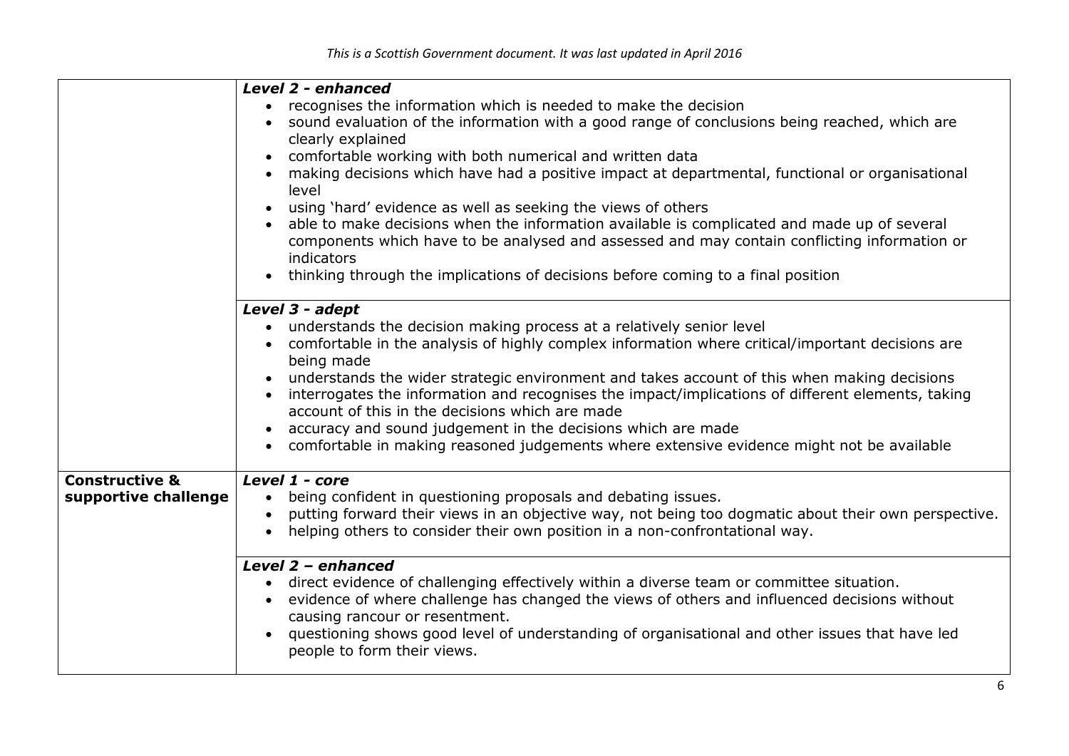| | |
|---|---|
| | ***Level 2 - enhanced***<br>• recognises the information which is needed to make the decision<br>• sound evaluation of the information with a good range of conclusions being reached, which are clearly explained<br>• comfortable working with both numerical and written data<br>• making decisions which have had a positive impact at departmental, functional or organisational level<br>• using 'hard' evidence as well as seeking the views of others<br>• able to make decisions when the information available is complicated and made up of several components which have to be analysed and assessed and may contain conflicting information or indicators<br>• thinking through the implications of decisions before coming to a final position |
| | ***Level 3 - adept***<br>• understands the decision making process at a relatively senior level<br>• comfortable in the analysis of highly complex information where critical/important decisions are being made<br>• understands the wider strategic environment and takes account of this when making decisions<br>• interrogates the information and recognises the impact/implications of different elements, taking account of this in the decisions which are made<br>• accuracy and sound judgement in the decisions which are made<br>• comfortable in making reasoned judgements where extensive evidence might not be available |
| **Constructive & supportive challenge** | ***Level 1 - core***<br>• being confident in questioning proposals and debating issues.<br>• putting forward their views in an objective way, not being too dogmatic about their own perspective.<br>• helping others to consider their own position in a non-confrontational way. |
| | ***Level 2 – enhanced***<br>• direct evidence of challenging effectively within a diverse team or committee situation.<br>• evidence of where challenge has changed the views of others and influenced decisions without causing rancour or resentment.<br>• questioning shows good level of understanding of organisational and other issues that have led people to form their views. |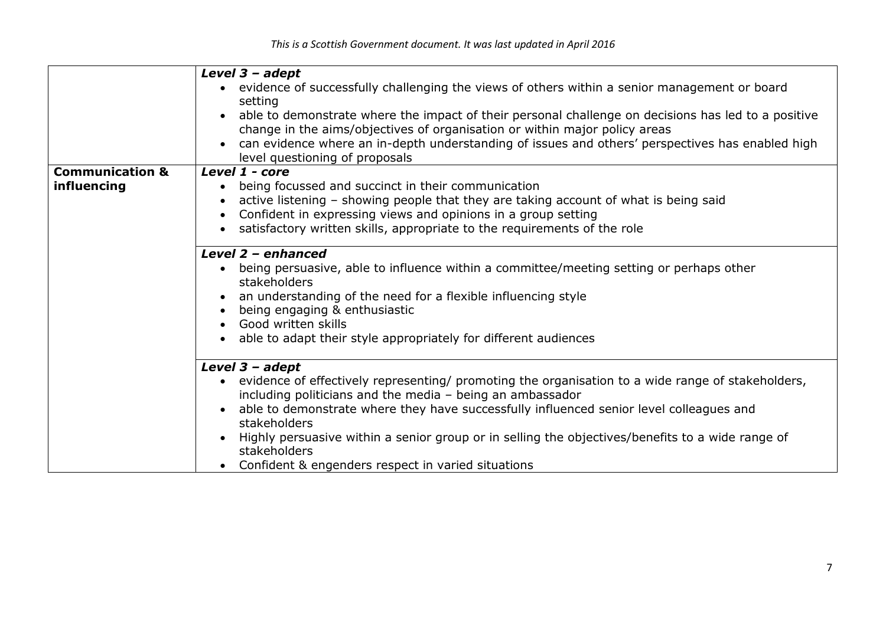| | |
|---|---|
| | ***Level 3 – adept***<br>• evidence of successfully challenging the views of others within a senior management or board setting<br>• able to demonstrate where the impact of their personal challenge on decisions has led to a positive change in the aims/objectives of organisation or within major policy areas<br>• can evidence where an in-depth understanding of issues and others' perspectives has enabled high level questioning of proposals |
| **Communication & influencing** | ***Level 1 - core***<br>• being focussed and succinct in their communication<br>• active listening – showing people that they are taking account of what is being said<br>• Confident in expressing views and opinions in a group setting<br>• satisfactory written skills, appropriate to the requirements of the role |
| | ***Level 2 – enhanced***<br>• being persuasive, able to influence within a committee/meeting setting or perhaps other stakeholders<br>• an understanding of the need for a flexible influencing style<br>• being engaging & enthusiastic<br>• Good written skills<br>• able to adapt their style appropriately for different audiences |
| | ***Level 3 – adept***<br>• evidence of effectively representing/ promoting the organisation to a wide range of stakeholders, including politicians and the media – being an ambassador<br>• able to demonstrate where they have successfully influenced senior level colleagues and stakeholders<br>• Highly persuasive within a senior group or in selling the objectives/benefits to a wide range of stakeholders<br>• Confident & engenders respect in varied situations |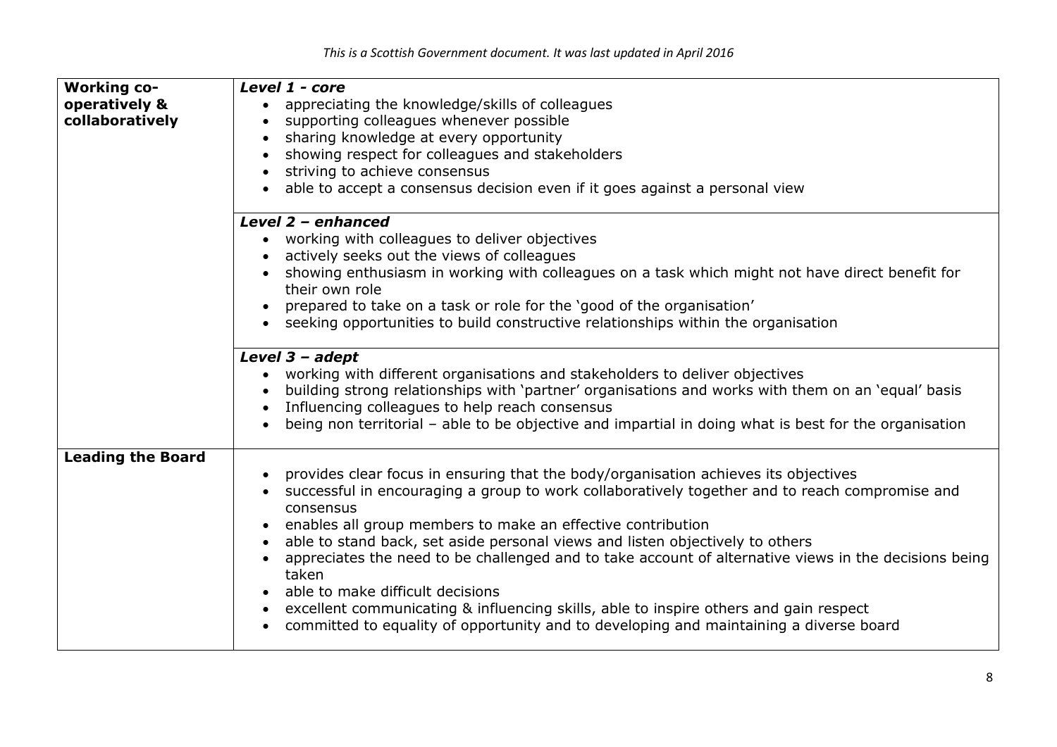| | |
|---|---|
| **Working co-operatively & collaboratively** | ***Level 1 - core***<br>• appreciating the knowledge/skills of colleagues<br>• supporting colleagues whenever possible<br>• sharing knowledge at every opportunity<br>• showing respect for colleagues and stakeholders<br>• striving to achieve consensus<br>• able to accept a consensus decision even if it goes against a personal view |
| | ***Level 2 – enhanced***<br>• working with colleagues to deliver objectives<br>• actively seeks out the views of colleagues<br>• showing enthusiasm in working with colleagues on a task which might not have direct benefit for their own role<br>• prepared to take on a task or role for the 'good of the organisation'<br>• seeking opportunities to build constructive relationships within the organisation |
| | ***Level 3 – adept***<br>• working with different organisations and stakeholders to deliver objectives<br>• building strong relationships with 'partner' organisations and works with them on an 'equal' basis<br>• Influencing colleagues to help reach consensus<br>• being non territorial – able to be objective and impartial in doing what is best for the organisation |
| **Leading the Board** | • provides clear focus in ensuring that the body/organisation achieves its objectives<br>• successful in encouraging a group to work collaboratively together and to reach compromise and consensus<br>• enables all group members to make an effective contribution<br>• able to stand back, set aside personal views and listen objectively to others<br>• appreciates the need to be challenged and to take account of alternative views in the decisions being taken<br>• able to make difficult decisions<br>• excellent communicating & influencing skills, able to inspire others and gain respect<br>• committed to equality of opportunity and to developing and maintaining a diverse board |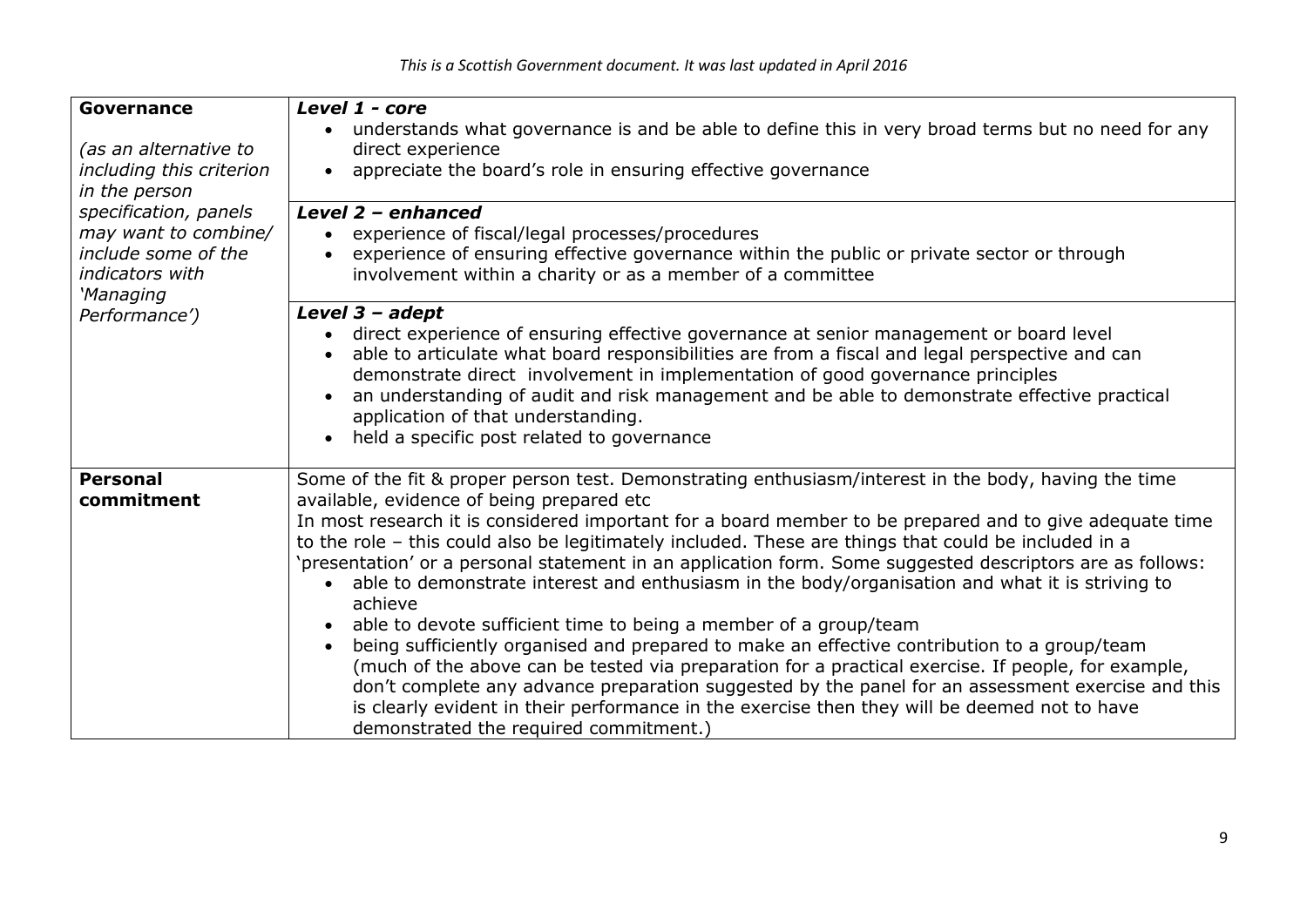| | |
|---|---|
| **Governance**<br><br>*(as an alternative to including this criterion in the person specification, panels may want to combine/ include some of the indicators with 'Managing Performance')* | ***Level 1 - core***<br>• understands what governance is and be able to define this in very broad terms but no need for any direct experience<br>• appreciate the board's role in ensuring effective governance |
| | ***Level 2 – enhanced***<br>• experience of fiscal/legal processes/procedures<br>• experience of ensuring effective governance within the public or private sector or through involvement within a charity or as a member of a committee |
| | ***Level 3 – adept***<br>• direct experience of ensuring effective governance at senior management or board level<br>• able to articulate what board responsibilities are from a fiscal and legal perspective and can demonstrate direct involvement in implementation of good governance principles<br>• an understanding of audit and risk management and be able to demonstrate effective practical application of that understanding.<br>• held a specific post related to governance |
| **Personal commitment** | Some of the fit & proper person test. Demonstrating enthusiasm/interest in the body, having the time available, evidence of being prepared etc<br>In most research it is considered important for a board member to be prepared and to give adequate time to the role – this could also be legitimately included. These are things that could be included in a 'presentation' or a personal statement in an application form. Some suggested descriptors are as follows:<br>• able to demonstrate interest and enthusiasm in the body/organisation and what it is striving to achieve<br>• able to devote sufficient time to being a member of a group/team<br>• being sufficiently organised and prepared to make an effective contribution to a group/team (much of the above can be tested via preparation for a practical exercise. If people, for example, don't complete any advance preparation suggested by the panel for an assessment exercise and this is clearly evident in their performance in the exercise then they will be deemed not to have demonstrated the required commitment.) |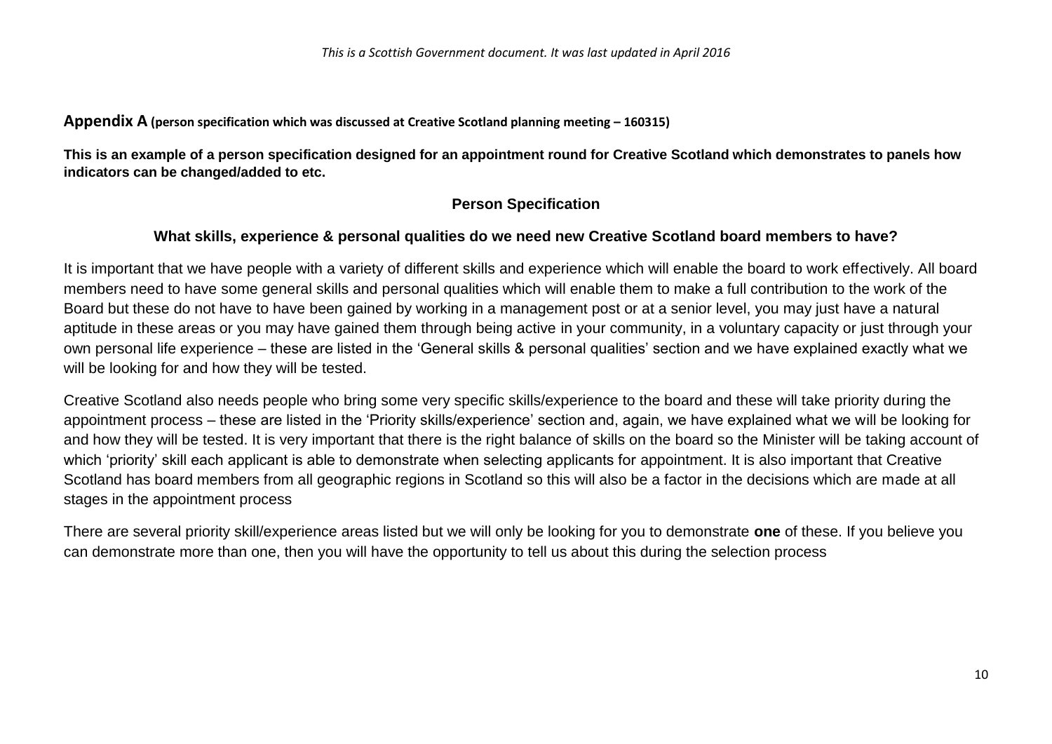## Appendix A (person specification which was discussed at Creative Scotland planning meeting – 160315)

**This is an example of a person specification designed for an appointment round for Creative Scotland which demonstrates to panels how indicators can be changed/added to etc.**

### Person Specification

#### What skills, experience & personal qualities do we need new Creative Scotland board members to have?

It is important that we have people with a variety of different skills and experience which will enable the board to work effectively. All board members need to have some general skills and personal qualities which will enable them to make a full contribution to the work of the Board but these do not have to have been gained by working in a management post or at a senior level, you may just have a natural aptitude in these areas or you may have gained them through being active in your community, in a voluntary capacity or just through your own personal life experience – these are listed in the 'General skills & personal qualities' section and we have explained exactly what we will be looking for and how they will be tested.

Creative Scotland also needs people who bring some very specific skills/experience to the board and these will take priority during the appointment process – these are listed in the 'Priority skills/experience' section and, again, we have explained what we will be looking for and how they will be tested. It is very important that there is the right balance of skills on the board so the Minister will be taking account of which 'priority' skill each applicant is able to demonstrate when selecting applicants for appointment. It is also important that Creative Scotland has board members from all geographic regions in Scotland so this will also be a factor in the decisions which are made at all stages in the appointment process

There are several priority skill/experience areas listed but we will only be looking for you to demonstrate **one** of these. If you believe you can demonstrate more than one, then you will have the opportunity to tell us about this during the selection process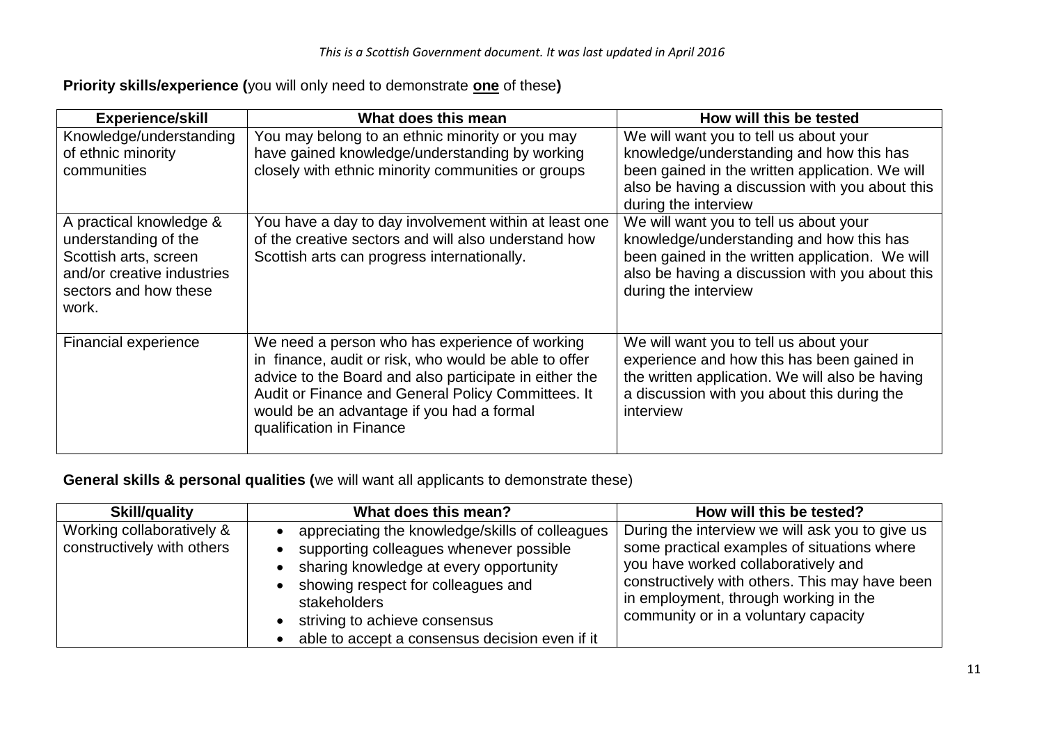**Priority skills/experience (**you will only need to demonstrate **one** of these**)**

| Experience/skill | What does this mean | How will this be tested |
|---|---|---|
| Knowledge/understanding of ethnic minority communities | You may belong to an ethnic minority or you may have gained knowledge/understanding by working closely with ethnic minority communities or groups | We will want you to tell us about your knowledge/understanding and how this has been gained in the written application. We will also be having a discussion with you about this during the interview |
| A practical knowledge & understanding of the Scottish arts, screen and/or creative industries sectors and how these work. | You have a day to day involvement within at least one of the creative sectors and will also understand how Scottish arts can progress internationally. | We will want you to tell us about your knowledge/understanding and how this has been gained in the written application. We will also be having a discussion with you about this during the interview |
| Financial experience | We need a person who has experience of working in finance, audit or risk, who would be able to offer advice to the Board and also participate in either the Audit or Finance and General Policy Committees. It would be an advantage if you had a formal qualification in Finance | We will want you to tell us about your experience and how this has been gained in the written application. We will also be having a discussion with you about this during the interview |

**General skills & personal qualities (**we will want all applicants to demonstrate these)

| Skill/quality | What does this mean? | How will this be tested? |
|---|---|---|
| Working collaboratively & constructively with others | • appreciating the knowledge/skills of colleagues<br>• supporting colleagues whenever possible<br>• sharing knowledge at every opportunity<br>• showing respect for colleagues and stakeholders<br>• striving to achieve consensus<br>• able to accept a consensus decision even if it | During the interview we will ask you to give us some practical examples of situations where you have worked collaboratively and constructively with others. This may have been in employment, through working in the community or in a voluntary capacity |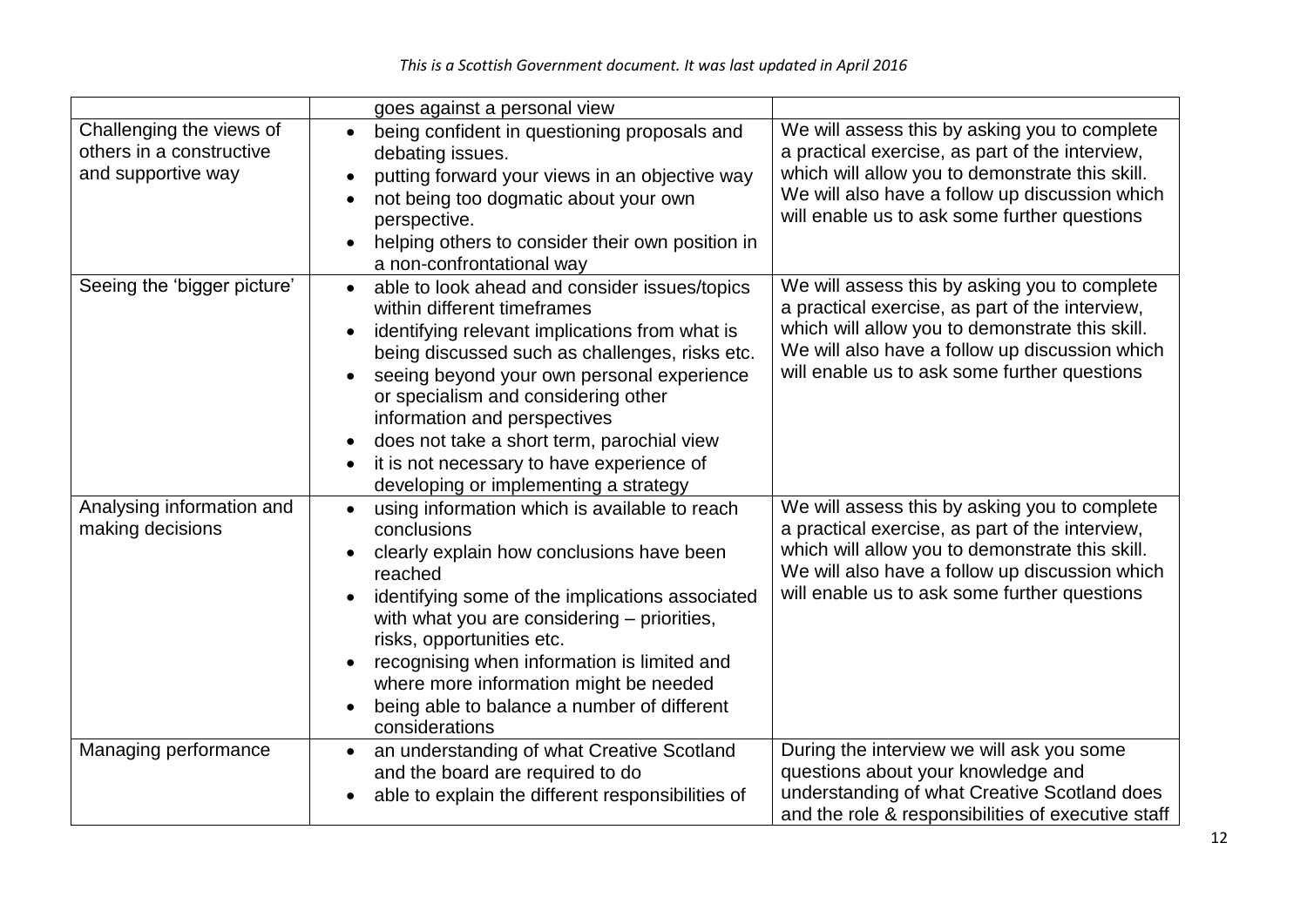| | | |
|---|---|---|
| | goes against a personal view | |
| Challenging the views of others in a constructive and supportive way | • being confident in questioning proposals and debating issues.<br>• putting forward your views in an objective way<br>• not being too dogmatic about your own perspective.<br>• helping others to consider their own position in a non-confrontational way | We will assess this by asking you to complete a practical exercise, as part of the interview, which will allow you to demonstrate this skill. We will also have a follow up discussion which will enable us to ask some further questions |
| Seeing the 'bigger picture' | • able to look ahead and consider issues/topics within different timeframes<br>• identifying relevant implications from what is being discussed such as challenges, risks etc.<br>• seeing beyond your own personal experience or specialism and considering other information and perspectives<br>• does not take a short term, parochial view<br>• it is not necessary to have experience of developing or implementing a strategy | We will assess this by asking you to complete a practical exercise, as part of the interview, which will allow you to demonstrate this skill. We will also have a follow up discussion which will enable us to ask some further questions |
| Analysing information and making decisions | • using information which is available to reach conclusions<br>• clearly explain how conclusions have been reached<br>• identifying some of the implications associated with what you are considering – priorities, risks, opportunities etc.<br>• recognising when information is limited and where more information might be needed<br>• being able to balance a number of different considerations | We will assess this by asking you to complete a practical exercise, as part of the interview, which will allow you to demonstrate this skill. We will also have a follow up discussion which will enable us to ask some further questions |
| Managing performance | • an understanding of what Creative Scotland and the board are required to do<br>• able to explain the different responsibilities of | During the interview we will ask you some questions about your knowledge and understanding of what Creative Scotland does and the role & responsibilities of executive staff |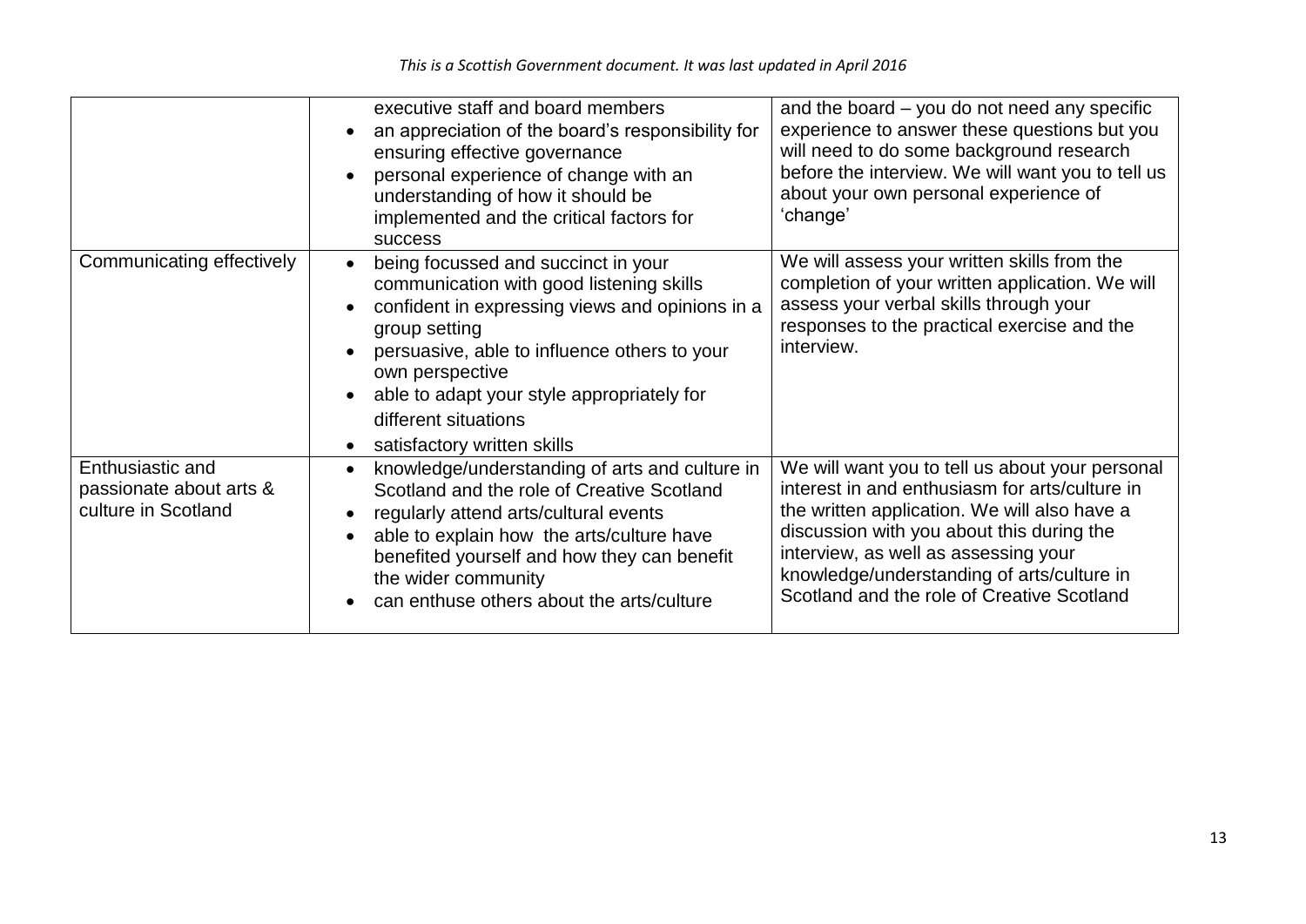| | | |
|---|---|---|
| | executive staff and board members<br>• an appreciation of the board's responsibility for ensuring effective governance<br>• personal experience of change with an understanding of how it should be implemented and the critical factors for success | and the board – you do not need any specific experience to answer these questions but you will need to do some background research before the interview. We will want you to tell us about your own personal experience of 'change' |
| Communicating effectively | • being focussed and succinct in your communication with good listening skills<br>• confident in expressing views and opinions in a group setting<br>• persuasive, able to influence others to your own perspective<br>• able to adapt your style appropriately for different situations<br>• satisfactory written skills | We will assess your written skills from the completion of your written application. We will assess your verbal skills through your responses to the practical exercise and the interview. |
| Enthusiastic and passionate about arts & culture in Scotland | • knowledge/understanding of arts and culture in Scotland and the role of Creative Scotland<br>• regularly attend arts/cultural events<br>• able to explain how the arts/culture have benefited yourself and how they can benefit the wider community<br>• can enthuse others about the arts/culture | We will want you to tell us about your personal interest in and enthusiasm for arts/culture in the written application. We will also have a discussion with you about this during the interview, as well as assessing your knowledge/understanding of arts/culture in Scotland and the role of Creative Scotland |